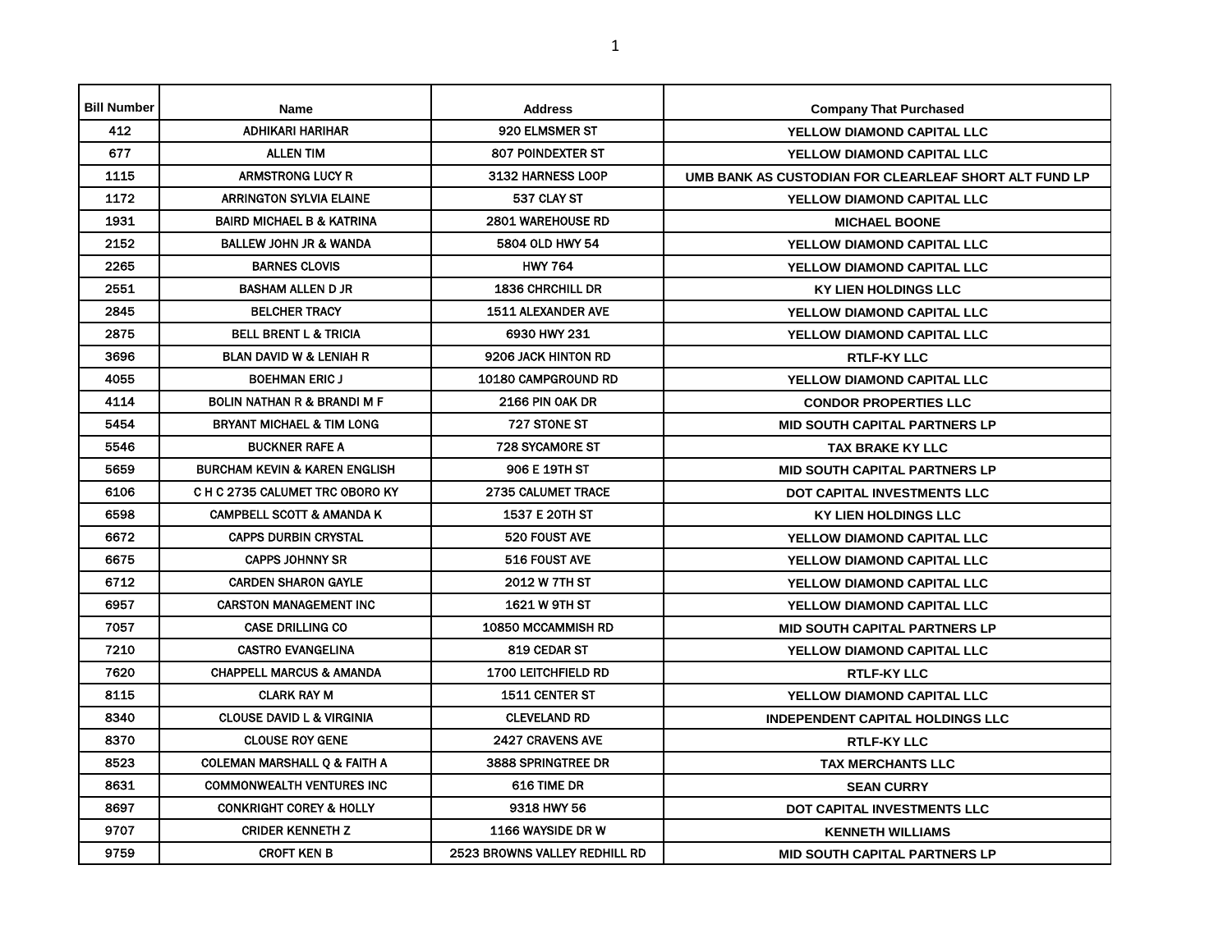| Bill Number | Name | Address | Company That Purchased |
|---|---|---|---|
| 412 | ADHIKARI HARIHAR | 920 ELMSMER ST | YELLOW DIAMOND CAPITAL LLC |
| 677 | ALLEN TIM | 807 POINDEXTER ST | YELLOW DIAMOND CAPITAL LLC |
| 1115 | ARMSTRONG LUCY R | 3132 HARNESS LOOP | UMB BANK AS CUSTODIAN FOR CLEARLEAF SHORT ALT FUND LP |
| 1172 | ARRINGTON SYLVIA ELAINE | 537 CLAY ST | YELLOW DIAMOND CAPITAL LLC |
| 1931 | BAIRD MICHAEL B & KATRINA | 2801 WAREHOUSE RD | MICHAEL BOONE |
| 2152 | BALLEW JOHN JR & WANDA | 5804 OLD HWY 54 | YELLOW DIAMOND CAPITAL LLC |
| 2265 | BARNES CLOVIS | HWY 764 | YELLOW DIAMOND CAPITAL LLC |
| 2551 | BASHAM ALLEN D JR | 1836 CHRCHILL DR | KY LIEN HOLDINGS LLC |
| 2845 | BELCHER TRACY | 1511 ALEXANDER AVE | YELLOW DIAMOND CAPITAL LLC |
| 2875 | BELL BRENT L & TRICIA | 6930 HWY 231 | YELLOW DIAMOND CAPITAL LLC |
| 3696 | BLAN DAVID W & LENIAH R | 9206 JACK HINTON RD | RTLF-KY LLC |
| 4055 | BOEHMAN ERIC J | 10180 CAMPGROUND RD | YELLOW DIAMOND CAPITAL LLC |
| 4114 | BOLIN NATHAN R & BRANDI M F | 2166 PIN OAK DR | CONDOR PROPERTIES LLC |
| 5454 | BRYANT MICHAEL & TIM LONG | 727 STONE ST | MID SOUTH CAPITAL PARTNERS LP |
| 5546 | BUCKNER RAFE A | 728 SYCAMORE ST | TAX BRAKE KY LLC |
| 5659 | BURCHAM KEVIN & KAREN ENGLISH | 906 E 19TH ST | MID SOUTH CAPITAL PARTNERS LP |
| 6106 | C H C 2735 CALUMET TRC OBORO KY | 2735 CALUMET TRACE | DOT CAPITAL INVESTMENTS LLC |
| 6598 | CAMPBELL SCOTT & AMANDA K | 1537 E 20TH ST | KY LIEN HOLDINGS LLC |
| 6672 | CAPPS DURBIN CRYSTAL | 520 FOUST AVE | YELLOW DIAMOND CAPITAL LLC |
| 6675 | CAPPS JOHNNY SR | 516 FOUST AVE | YELLOW DIAMOND CAPITAL LLC |
| 6712 | CARDEN SHARON GAYLE | 2012 W 7TH ST | YELLOW DIAMOND CAPITAL LLC |
| 6957 | CARSTON MANAGEMENT INC | 1621 W 9TH ST | YELLOW DIAMOND CAPITAL LLC |
| 7057 | CASE DRILLING CO | 10850 MCCAMMISH RD | MID SOUTH CAPITAL PARTNERS LP |
| 7210 | CASTRO EVANGELINA | 819 CEDAR ST | YELLOW DIAMOND CAPITAL LLC |
| 7620 | CHAPPELL MARCUS & AMANDA | 1700 LEITCHFIELD RD | RTLF-KY LLC |
| 8115 | CLARK RAY M | 1511 CENTER ST | YELLOW DIAMOND CAPITAL LLC |
| 8340 | CLOUSE DAVID L & VIRGINIA | CLEVELAND RD | INDEPENDENT CAPITAL HOLDINGS LLC |
| 8370 | CLOUSE ROY GENE | 2427 CRAVENS AVE | RTLF-KY LLC |
| 8523 | COLEMAN MARSHALL Q & FAITH A | 3888 SPRINGTREE DR | TAX MERCHANTS LLC |
| 8631 | COMMONWEALTH VENTURES INC | 616 TIME DR | SEAN CURRY |
| 8697 | CONKRIGHT COREY & HOLLY | 9318 HWY 56 | DOT CAPITAL INVESTMENTS LLC |
| 9707 | CRIDER KENNETH Z | 1166 WAYSIDE DR W | KENNETH WILLIAMS |
| 9759 | CROFT KEN B | 2523 BROWNS VALLEY REDHILL RD | MID SOUTH CAPITAL PARTNERS LP |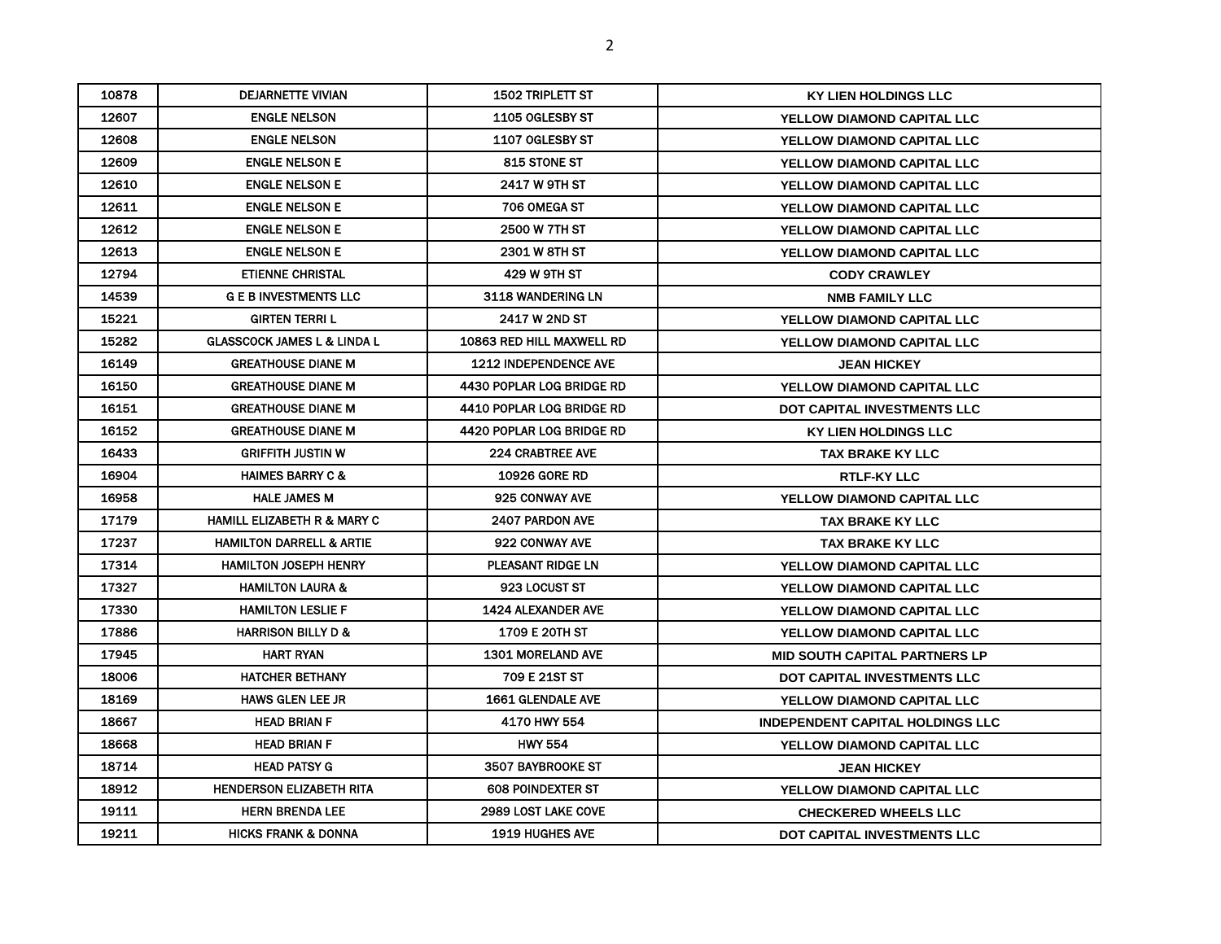| 10878 | DEJARNETTE VIVIAN | 1502 TRIPLETT ST | KY LIEN HOLDINGS LLC |
|---|---|---|---|
| 12607 | ENGLE NELSON | 1105 OGLESBY ST | YELLOW DIAMOND CAPITAL LLC |
| 12608 | ENGLE NELSON | 1107 OGLESBY ST | YELLOW DIAMOND CAPITAL LLC |
| 12609 | ENGLE NELSON E | 815 STONE ST | YELLOW DIAMOND CAPITAL LLC |
| 12610 | ENGLE NELSON E | 2417 W 9TH ST | YELLOW DIAMOND CAPITAL LLC |
| 12611 | ENGLE NELSON E | 706 OMEGA ST | YELLOW DIAMOND CAPITAL LLC |
| 12612 | ENGLE NELSON E | 2500 W 7TH ST | YELLOW DIAMOND CAPITAL LLC |
| 12613 | ENGLE NELSON E | 2301 W 8TH ST | YELLOW DIAMOND CAPITAL LLC |
| 12794 | ETIENNE CHRISTAL | 429 W 9TH ST | CODY CRAWLEY |
| 14539 | G E B INVESTMENTS LLC | 3118 WANDERING LN | NMB FAMILY LLC |
| 15221 | GIRTEN TERRI L | 2417 W 2ND ST | YELLOW DIAMOND CAPITAL LLC |
| 15282 | GLASSCOCK JAMES L & LINDA L | 10863 RED HILL MAXWELL RD | YELLOW DIAMOND CAPITAL LLC |
| 16149 | GREATHOUSE DIANE M | 1212 INDEPENDENCE AVE | JEAN HICKEY |
| 16150 | GREATHOUSE DIANE M | 4430 POPLAR LOG BRIDGE RD | YELLOW DIAMOND CAPITAL LLC |
| 16151 | GREATHOUSE DIANE M | 4410 POPLAR LOG BRIDGE RD | DOT CAPITAL INVESTMENTS LLC |
| 16152 | GREATHOUSE DIANE M | 4420 POPLAR LOG BRIDGE RD | KY LIEN HOLDINGS LLC |
| 16433 | GRIFFITH JUSTIN W | 224 CRABTREE AVE | TAX BRAKE KY LLC |
| 16904 | HAIMES BARRY C & | 10926 GORE RD | RTLF-KY LLC |
| 16958 | HALE JAMES M | 925 CONWAY AVE | YELLOW DIAMOND CAPITAL LLC |
| 17179 | HAMILL ELIZABETH R & MARY C | 2407 PARDON AVE | TAX BRAKE KY LLC |
| 17237 | HAMILTON DARRELL & ARTIE | 922 CONWAY AVE | TAX BRAKE KY LLC |
| 17314 | HAMILTON JOSEPH HENRY | PLEASANT RIDGE LN | YELLOW DIAMOND CAPITAL LLC |
| 17327 | HAMILTON LAURA & | 923 LOCUST ST | YELLOW DIAMOND CAPITAL LLC |
| 17330 | HAMILTON LESLIE F | 1424 ALEXANDER AVE | YELLOW DIAMOND CAPITAL LLC |
| 17886 | HARRISON BILLY D & | 1709 E 20TH ST | YELLOW DIAMOND CAPITAL LLC |
| 17945 | HART RYAN | 1301 MORELAND AVE | MID SOUTH CAPITAL PARTNERS LP |
| 18006 | HATCHER BETHANY | 709 E 21ST ST | DOT CAPITAL INVESTMENTS LLC |
| 18169 | HAWS GLEN LEE JR | 1661 GLENDALE AVE | YELLOW DIAMOND CAPITAL LLC |
| 18667 | HEAD BRIAN F | 4170 HWY 554 | INDEPENDENT CAPITAL HOLDINGS LLC |
| 18668 | HEAD BRIAN F | HWY 554 | YELLOW DIAMOND CAPITAL LLC |
| 18714 | HEAD PATSY G | 3507 BAYBROOKE ST | JEAN HICKEY |
| 18912 | HENDERSON ELIZABETH RITA | 608 POINDEXTER ST | YELLOW DIAMOND CAPITAL LLC |
| 19111 | HERN BRENDA LEE | 2989 LOST LAKE COVE | CHECKERED WHEELS LLC |
| 19211 | HICKS FRANK & DONNA | 1919 HUGHES AVE | DOT CAPITAL INVESTMENTS LLC |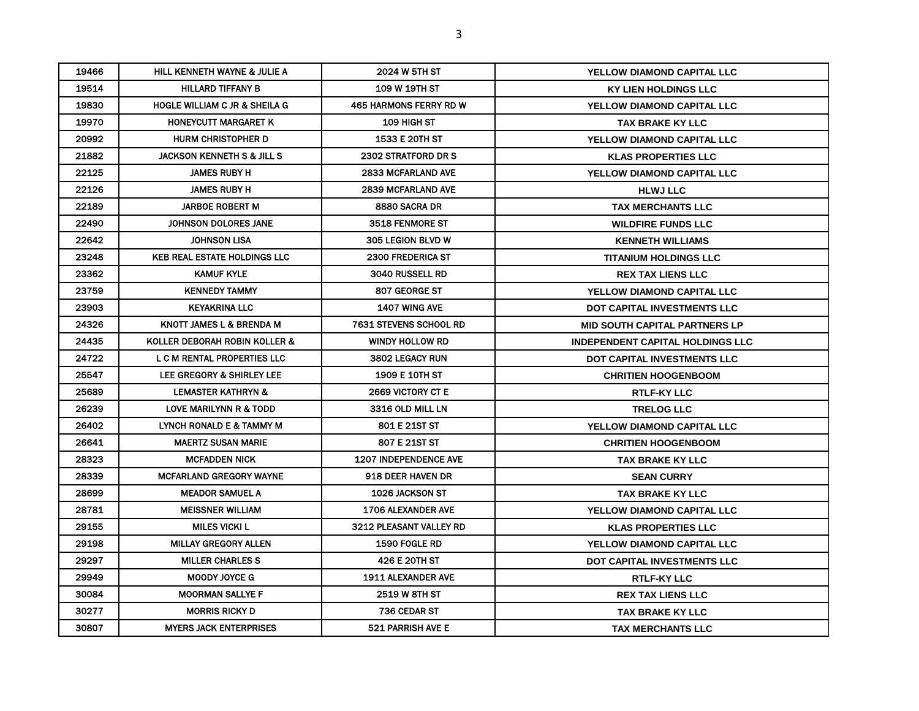| | | | |
|---|---|---|---|
| 19466 | HILL KENNETH WAYNE & JULIE A | 2024 W 5TH ST | YELLOW DIAMOND CAPITAL LLC |
| 19514 | HILLARD TIFFANY B | 109 W 19TH ST | KY LIEN HOLDINGS LLC |
| 19830 | HOGLE WILLIAM C JR & SHEILA G | 465 HARMONS FERRY RD W | YELLOW DIAMOND CAPITAL LLC |
| 19970 | HONEYCUTT MARGARET K | 109 HIGH ST | TAX BRAKE KY LLC |
| 20992 | HURM CHRISTOPHER D | 1533 E 20TH ST | YELLOW DIAMOND CAPITAL LLC |
| 21882 | JACKSON KENNETH S & JILL S | 2302 STRATFORD DR S | KLAS PROPERTIES LLC |
| 22125 | JAMES RUBY H | 2833 MCFARLAND AVE | YELLOW DIAMOND CAPITAL LLC |
| 22126 | JAMES RUBY H | 2839 MCFARLAND AVE | HLWJ LLC |
| 22189 | JARBOE ROBERT M | 8880 SACRA DR | TAX MERCHANTS LLC |
| 22490 | JOHNSON DOLORES JANE | 3518 FENMORE ST | WILDFIRE FUNDS LLC |
| 22642 | JOHNSON LISA | 305 LEGION BLVD W | KENNETH WILLIAMS |
| 23248 | KEB REAL ESTATE HOLDINGS LLC | 2300 FREDERICA ST | TITANIUM HOLDINGS LLC |
| 23362 | KAMUF KYLE | 3040 RUSSELL RD | REX TAX LIENS LLC |
| 23759 | KENNEDY TAMMY | 807 GEORGE ST | YELLOW DIAMOND CAPITAL LLC |
| 23903 | KEYAKRINA LLC | 1407 WING AVE | DOT CAPITAL INVESTMENTS LLC |
| 24326 | KNOTT JAMES L & BRENDA M | 7631 STEVENS SCHOOL RD | MID SOUTH CAPITAL PARTNERS LP |
| 24435 | KOLLER DEBORAH ROBIN KOLLER & | WINDY HOLLOW RD | INDEPENDENT CAPITAL HOLDINGS LLC |
| 24722 | L C M RENTAL PROPERTIES LLC | 3802 LEGACY RUN | DOT CAPITAL INVESTMENTS LLC |
| 25547 | LEE GREGORY & SHIRLEY LEE | 1909 E 10TH ST | CHRITIEN HOOGENBOOM |
| 25689 | LEMASTER KATHRYN & | 2669 VICTORY CT E | RTLF-KY LLC |
| 26239 | LOVE MARILYNN R & TODD | 3316 OLD MILL LN | TRELOG LLC |
| 26402 | LYNCH RONALD E & TAMMY M | 801 E 21ST ST | YELLOW DIAMOND CAPITAL LLC |
| 26641 | MAERTZ SUSAN MARIE | 807 E 21ST ST | CHRITIEN HOOGENBOOM |
| 28323 | MCFADDEN NICK | 1207 INDEPENDENCE AVE | TAX BRAKE KY LLC |
| 28339 | MCFARLAND GREGORY WAYNE | 918 DEER HAVEN DR | SEAN CURRY |
| 28699 | MEADOR SAMUEL A | 1026 JACKSON ST | TAX BRAKE KY LLC |
| 28781 | MEISSNER WILLIAM | 1706 ALEXANDER AVE | YELLOW DIAMOND CAPITAL LLC |
| 29155 | MILES VICKI L | 3212 PLEASANT VALLEY RD | KLAS PROPERTIES LLC |
| 29198 | MILLAY GREGORY ALLEN | 1590 FOGLE RD | YELLOW DIAMOND CAPITAL LLC |
| 29297 | MILLER CHARLES S | 426 E 20TH ST | DOT CAPITAL INVESTMENTS LLC |
| 29949 | MOODY JOYCE G | 1911 ALEXANDER AVE | RTLF-KY LLC |
| 30084 | MOORMAN SALLYE F | 2519 W 8TH ST | REX TAX LIENS LLC |
| 30277 | MORRIS RICKY D | 736 CEDAR ST | TAX BRAKE KY LLC |
| 30807 | MYERS JACK ENTERPRISES | 521 PARRISH AVE E | TAX MERCHANTS LLC |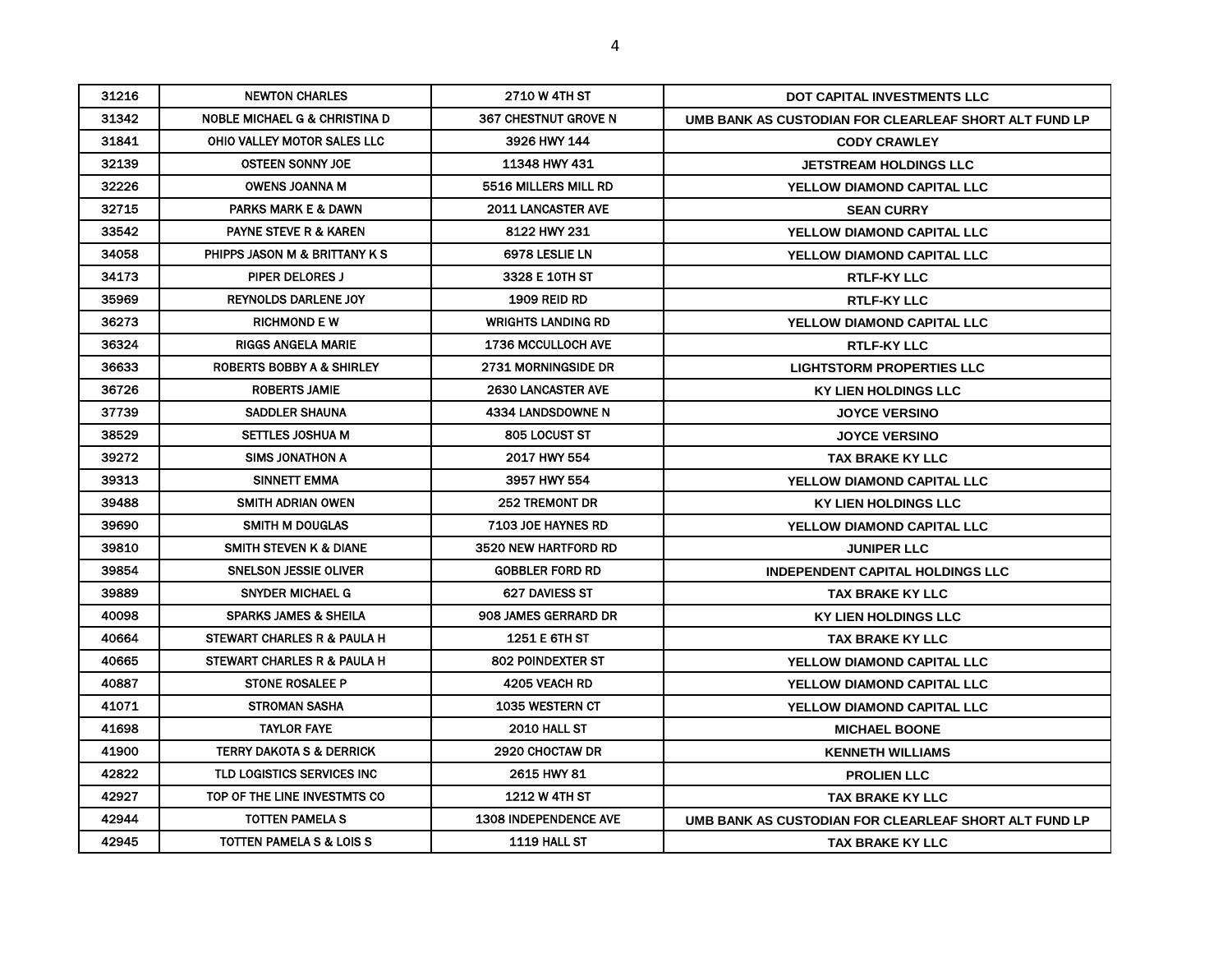| 31216 | NEWTON CHARLES | 2710 W 4TH ST | DOT CAPITAL INVESTMENTS LLC |
|---|---|---|---|
| 31342 | NOBLE MICHAEL G & CHRISTINA D | 367 CHESTNUT GROVE N | UMB BANK AS CUSTODIAN FOR CLEARLEAF SHORT ALT FUND LP |
| 31841 | OHIO VALLEY MOTOR SALES LLC | 3926 HWY 144 | CODY CRAWLEY |
| 32139 | OSTEEN SONNY JOE | 11348 HWY 431 | JETSTREAM HOLDINGS LLC |
| 32226 | OWENS JOANNA M | 5516 MILLERS MILL RD | YELLOW DIAMOND CAPITAL LLC |
| 32715 | PARKS MARK E & DAWN | 2011 LANCASTER AVE | SEAN CURRY |
| 33542 | PAYNE STEVE R & KAREN | 8122 HWY 231 | YELLOW DIAMOND CAPITAL LLC |
| 34058 | PHIPPS JASON M & BRITTANY K S | 6978 LESLIE LN | YELLOW DIAMOND CAPITAL LLC |
| 34173 | PIPER DELORES J | 3328 E 10TH ST | RTLF-KY LLC |
| 35969 | REYNOLDS DARLENE JOY | 1909 REID RD | RTLF-KY LLC |
| 36273 | RICHMOND E W | WRIGHTS LANDING RD | YELLOW DIAMOND CAPITAL LLC |
| 36324 | RIGGS ANGELA MARIE | 1736 MCCULLOCH AVE | RTLF-KY LLC |
| 36633 | ROBERTS BOBBY A & SHIRLEY | 2731 MORNINGSIDE DR | LIGHTSTORM PROPERTIES LLC |
| 36726 | ROBERTS JAMIE | 2630 LANCASTER AVE | KY LIEN HOLDINGS LLC |
| 37739 | SADDLER SHAUNA | 4334 LANDSDOWNE N | JOYCE VERSINO |
| 38529 | SETTLES JOSHUA M | 805 LOCUST ST | JOYCE VERSINO |
| 39272 | SIMS JONATHON A | 2017 HWY 554 | TAX BRAKE KY LLC |
| 39313 | SINNETT EMMA | 3957 HWY 554 | YELLOW DIAMOND CAPITAL LLC |
| 39488 | SMITH ADRIAN OWEN | 252 TREMONT DR | KY LIEN HOLDINGS LLC |
| 39690 | SMITH M DOUGLAS | 7103 JOE HAYNES RD | YELLOW DIAMOND CAPITAL LLC |
| 39810 | SMITH STEVEN K & DIANE | 3520 NEW HARTFORD RD | JUNIPER LLC |
| 39854 | SNELSON JESSIE OLIVER | GOBBLER FORD RD | INDEPENDENT CAPITAL HOLDINGS LLC |
| 39889 | SNYDER MICHAEL G | 627 DAVIESS ST | TAX BRAKE KY LLC |
| 40098 | SPARKS JAMES & SHEILA | 908 JAMES GERRARD DR | KY LIEN HOLDINGS LLC |
| 40664 | STEWART CHARLES R & PAULA H | 1251 E 6TH ST | TAX BRAKE KY LLC |
| 40665 | STEWART CHARLES R & PAULA H | 802 POINDEXTER ST | YELLOW DIAMOND CAPITAL LLC |
| 40887 | STONE ROSALEE P | 4205 VEACH RD | YELLOW DIAMOND CAPITAL LLC |
| 41071 | STROMAN SASHA | 1035 WESTERN CT | YELLOW DIAMOND CAPITAL LLC |
| 41698 | TAYLOR FAYE | 2010 HALL ST | MICHAEL BOONE |
| 41900 | TERRY DAKOTA S & DERRICK | 2920 CHOCTAW DR | KENNETH WILLIAMS |
| 42822 | TLD LOGISTICS SERVICES INC | 2615 HWY 81 | PROLIEN LLC |
| 42927 | TOP OF THE LINE INVESTMTS CO | 1212 W 4TH ST | TAX BRAKE KY LLC |
| 42944 | TOTTEN PAMELA S | 1308 INDEPENDENCE AVE | UMB BANK AS CUSTODIAN FOR CLEARLEAF SHORT ALT FUND LP |
| 42945 | TOTTEN PAMELA S & LOIS S | 1119 HALL ST | TAX BRAKE KY LLC |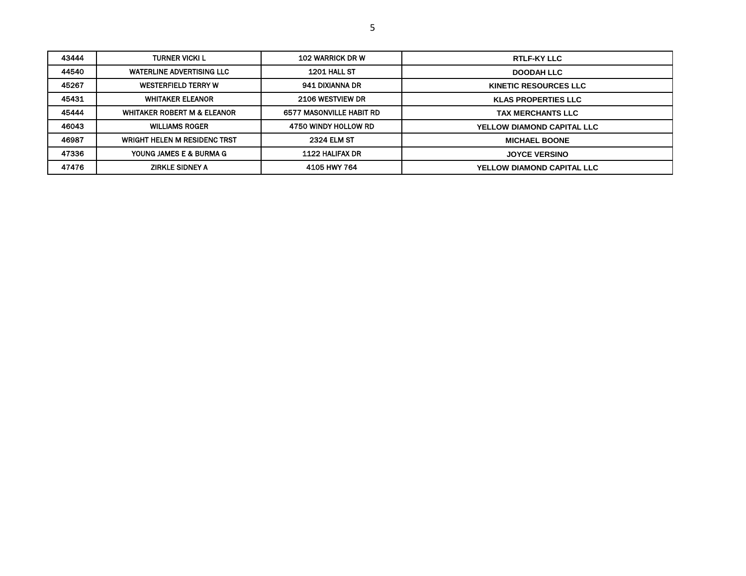| | | | |
|---|---|---|---|
| 43444 | TURNER VICKI L | 102 WARRICK DR W | RTLF-KY LLC |
| 44540 | WATERLINE ADVERTISING LLC | 1201 HALL ST | DOODAH LLC |
| 45267 | WESTERFIELD TERRY W | 941 DIXIANNA DR | KINETIC RESOURCES LLC |
| 45431 | WHITAKER ELEANOR | 2106 WESTVIEW DR | KLAS PROPERTIES LLC |
| 45444 | WHITAKER ROBERT M & ELEANOR | 6577 MASONVILLE HABIT RD | TAX MERCHANTS LLC |
| 46043 | WILLIAMS ROGER | 4750 WINDY HOLLOW RD | YELLOW DIAMOND CAPITAL LLC |
| 46987 | WRIGHT HELEN M RESIDENC TRST | 2324 ELM ST | MICHAEL BOONE |
| 47336 | YOUNG JAMES E & BURMA G | 1122 HALIFAX DR | JOYCE VERSINO |
| 47476 | ZIRKLE SIDNEY A | 4105 HWY 764 | YELLOW DIAMOND CAPITAL LLC |